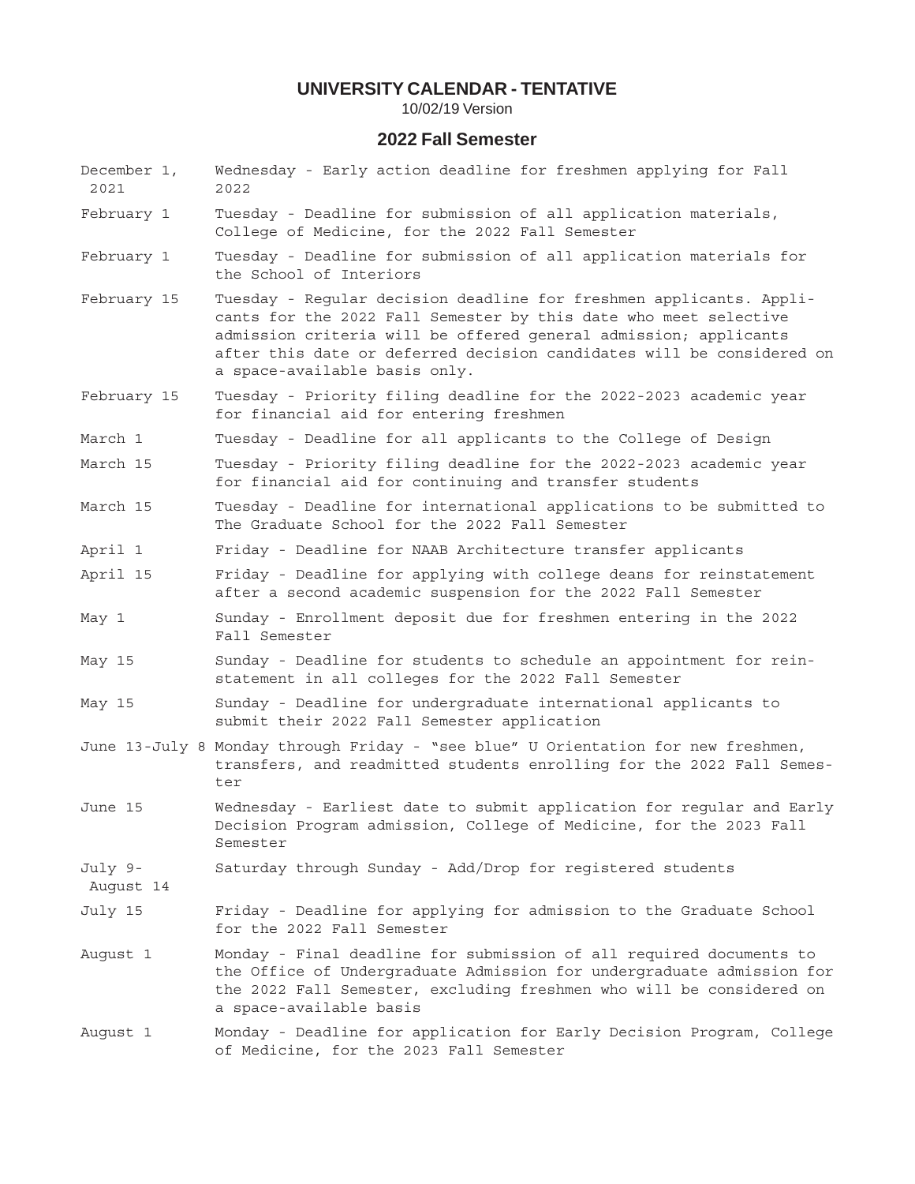# UNIVERSITY CALENDAR - TENTATIVE

10/02/19 Version

## 2022 Fall Semester

| | |
|---|---|
| December 1, 2021 | Wednesday - Early action deadline for freshmen applying for Fall 2022 |
| February 1 | Tuesday - Deadline for submission of all application materials, College of Medicine, for the 2022 Fall Semester |
| February 1 | Tuesday - Deadline for submission of all application materials for the School of Interiors |
| February 15 | Tuesday - Regular decision deadline for freshmen applicants. Applicants for the 2022 Fall Semester by this date who meet selective admission criteria will be offered general admission; applicants after this date or deferred decision candidates will be considered on a space-available basis only. |
| February 15 | Tuesday - Priority filing deadline for the 2022-2023 academic year for financial aid for entering freshmen |
| March 1 | Tuesday - Deadline for all applicants to the College of Design |
| March 15 | Tuesday - Priority filing deadline for the 2022-2023 academic year for financial aid for continuing and transfer students |
| March 15 | Tuesday - Deadline for international applications to be submitted to The Graduate School for the 2022 Fall Semester |
| April 1 | Friday - Deadline for NAAB Architecture transfer applicants |
| April 15 | Friday - Deadline for applying with college deans for reinstatement after a second academic suspension for the 2022 Fall Semester |
| May 1 | Sunday - Enrollment deposit due for freshmen entering in the 2022 Fall Semester |
| May 15 | Sunday - Deadline for students to schedule an appointment for reinstatement in all colleges for the 2022 Fall Semester |
| May 15 | Sunday - Deadline for undergraduate international applicants to submit their 2022 Fall Semester application |
| June 13-July 8 | Monday through Friday - "see blue" U Orientation for new freshmen, transfers, and readmitted students enrolling for the 2022 Fall Semester |
| June 15 | Wednesday - Earliest date to submit application for regular and Early Decision Program admission, College of Medicine, for the 2023 Fall Semester |
| July 9-August 14 | Saturday through Sunday - Add/Drop for registered students |
| July 15 | Friday - Deadline for applying for admission to the Graduate School for the 2022 Fall Semester |
| August 1 | Monday - Final deadline for submission of all required documents to the Office of Undergraduate Admission for undergraduate admission for the 2022 Fall Semester, excluding freshmen who will be considered on a space-available basis |
| August 1 | Monday - Deadline for application for Early Decision Program, College of Medicine, for the 2023 Fall Semester |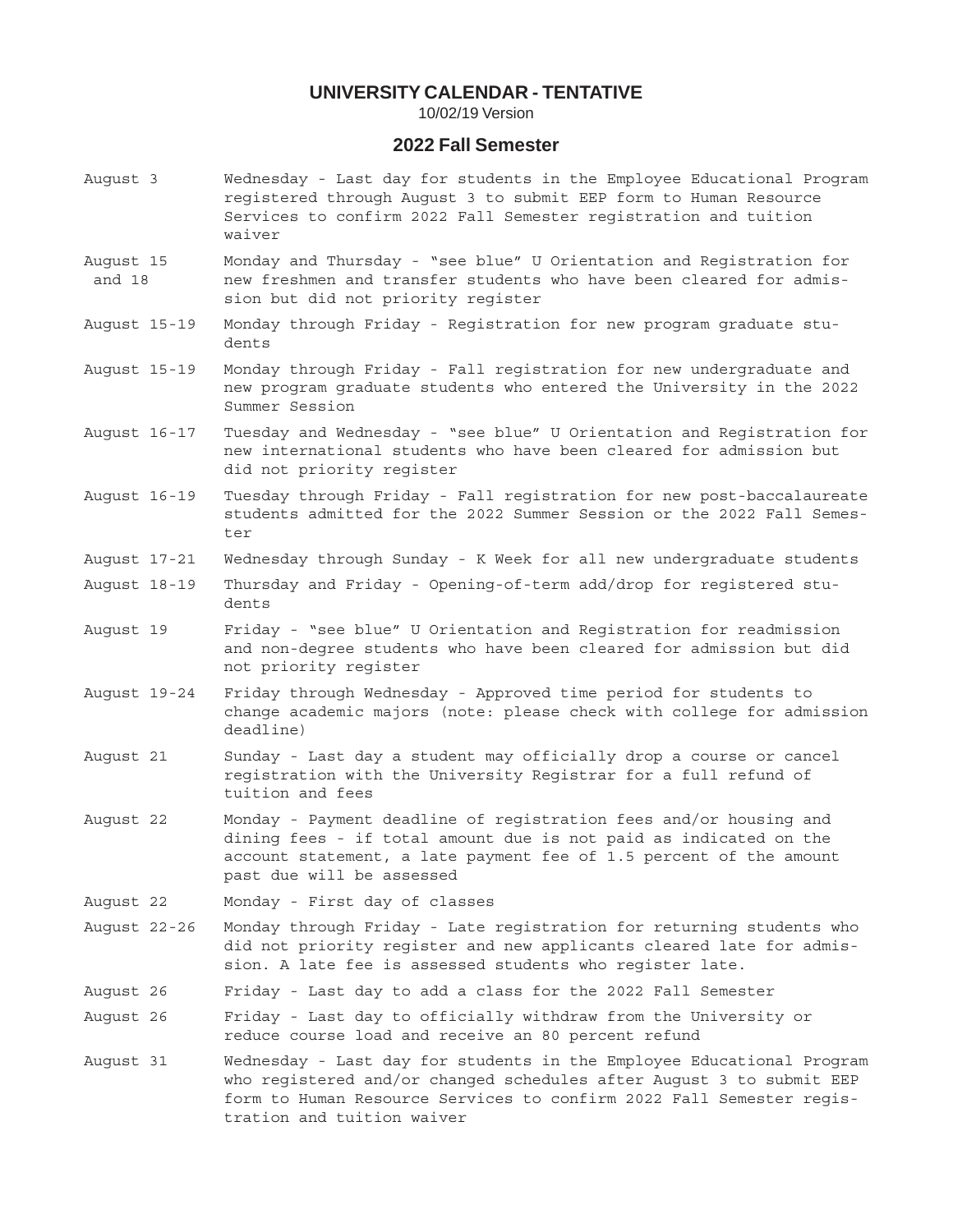# UNIVERSITY CALENDAR - TENTATIVE

10/02/19 Version

## 2022 Fall Semester

| | |
|---|---|
| August 3 | Wednesday - Last day for students in the Employee Educational Program registered through August 3 to submit EEP form to Human Resource Services to confirm 2022 Fall Semester registration and tuition waiver |
| August 15 and 18 | Monday and Thursday - "see blue" U Orientation and Registration for new freshmen and transfer students who have been cleared for admission but did not priority register |
| August 15-19 | Monday through Friday - Registration for new program graduate students |
| August 15-19 | Monday through Friday - Fall registration for new undergraduate and new program graduate students who entered the University in the 2022 Summer Session |
| August 16-17 | Tuesday and Wednesday - "see blue" U Orientation and Registration for new international students who have been cleared for admission but did not priority register |
| August 16-19 | Tuesday through Friday - Fall registration for new post-baccalaureate students admitted for the 2022 Summer Session or the 2022 Fall Semester |
| August 17-21 | Wednesday through Sunday - K Week for all new undergraduate students |
| August 18-19 | Thursday and Friday - Opening-of-term add/drop for registered students |
| August 19 | Friday - "see blue" U Orientation and Registration for readmission and non-degree students who have been cleared for admission but did not priority register |
| August 19-24 | Friday through Wednesday - Approved time period for students to change academic majors (note: please check with college for admission deadline) |
| August 21 | Sunday - Last day a student may officially drop a course or cancel registration with the University Registrar for a full refund of tuition and fees |
| August 22 | Monday - Payment deadline of registration fees and/or housing and dining fees - if total amount due is not paid as indicated on the account statement, a late payment fee of 1.5 percent of the amount past due will be assessed |
| August 22 | Monday - First day of classes |
| August 22-26 | Monday through Friday - Late registration for returning students who did not priority register and new applicants cleared late for admission. A late fee is assessed students who register late. |
| August 26 | Friday - Last day to add a class for the 2022 Fall Semester |
| August 26 | Friday - Last day to officially withdraw from the University or reduce course load and receive an 80 percent refund |
| August 31 | Wednesday - Last day for students in the Employee Educational Program who registered and/or changed schedules after August 3 to submit EEP form to Human Resource Services to confirm 2022 Fall Semester registration and tuition waiver |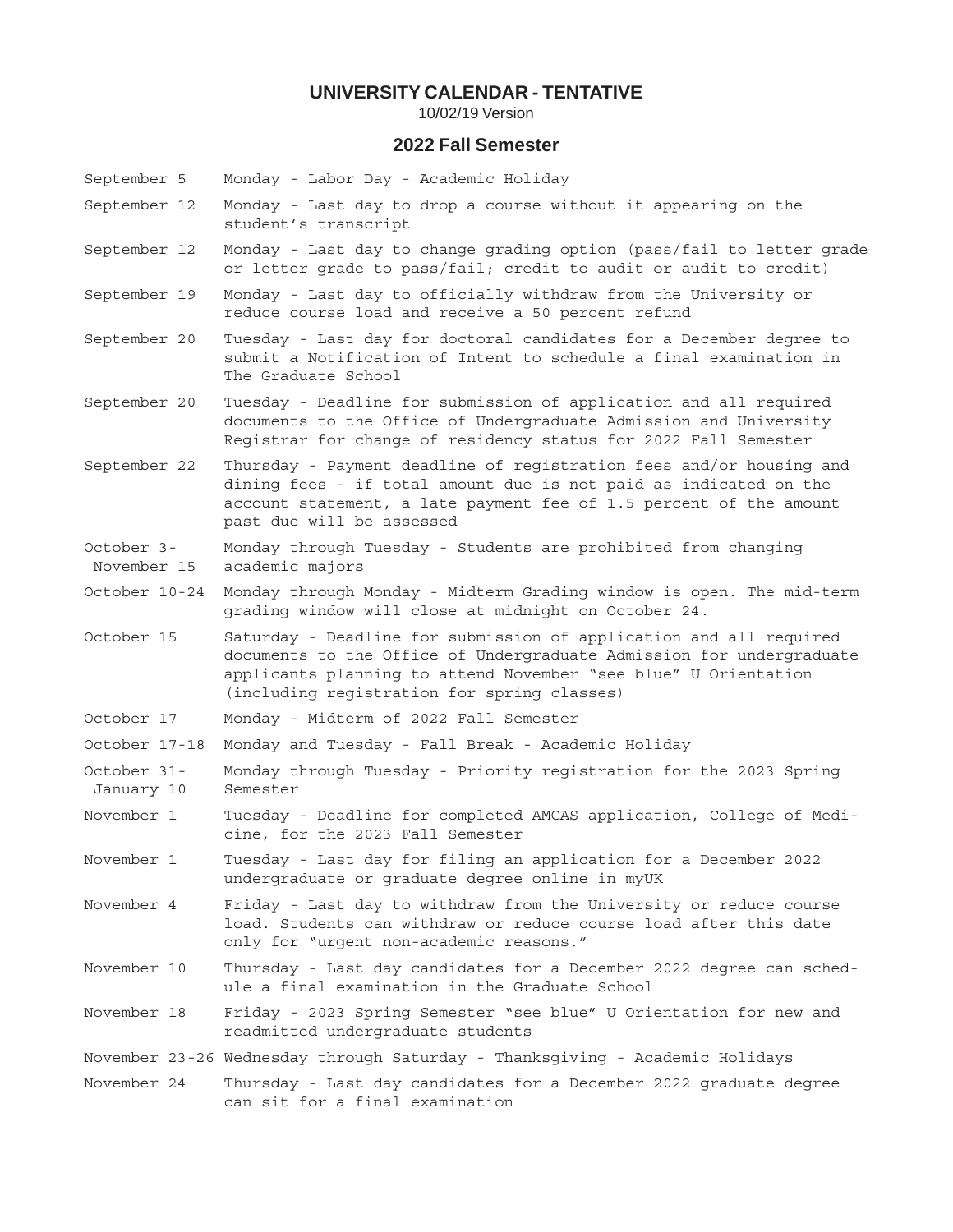# UNIVERSITY CALENDAR - TENTATIVE

10/02/19 Version

## 2022 Fall Semester

| | |
|---|---|
| September 5 | Monday - Labor Day - Academic Holiday |
| September 12 | Monday - Last day to drop a course without it appearing on the student's transcript |
| September 12 | Monday - Last day to change grading option (pass/fail to letter grade or letter grade to pass/fail; credit to audit or audit to credit) |
| September 19 | Monday - Last day to officially withdraw from the University or reduce course load and receive a 50 percent refund |
| September 20 | Tuesday - Last day for doctoral candidates for a December degree to submit a Notification of Intent to schedule a final examination in The Graduate School |
| September 20 | Tuesday - Deadline for submission of application and all required documents to the Office of Undergraduate Admission and University Registrar for change of residency status for 2022 Fall Semester |
| September 22 | Thursday - Payment deadline of registration fees and/or housing and dining fees - if total amount due is not paid as indicated on the account statement, a late payment fee of 1.5 percent of the amount past due will be assessed |
| October 3-November 15 | Monday through Tuesday - Students are prohibited from changing academic majors |
| October 10-24 | Monday through Monday - Midterm Grading window is open. The mid-term grading window will close at midnight on October 24. |
| October 15 | Saturday - Deadline for submission of application and all required documents to the Office of Undergraduate Admission for undergraduate applicants planning to attend November "see blue" U Orientation (including registration for spring classes) |
| October 17 | Monday - Midterm of 2022 Fall Semester |
| October 17-18 | Monday and Tuesday - Fall Break - Academic Holiday |
| October 31-January 10 | Monday through Tuesday - Priority registration for the 2023 Spring Semester |
| November 1 | Tuesday - Deadline for completed AMCAS application, College of Medicine, for the 2023 Fall Semester |
| November 1 | Tuesday - Last day for filing an application for a December 2022 undergraduate or graduate degree online in myUK |
| November 4 | Friday - Last day to withdraw from the University or reduce course load. Students can withdraw or reduce course load after this date only for "urgent non-academic reasons." |
| November 10 | Thursday - Last day candidates for a December 2022 degree can schedule a final examination in the Graduate School |
| November 18 | Friday - 2023 Spring Semester "see blue" U Orientation for new and readmitted undergraduate students |
| November 23-26 | Wednesday through Saturday - Thanksgiving - Academic Holidays |
| November 24 | Thursday - Last day candidates for a December 2022 graduate degree can sit for a final examination |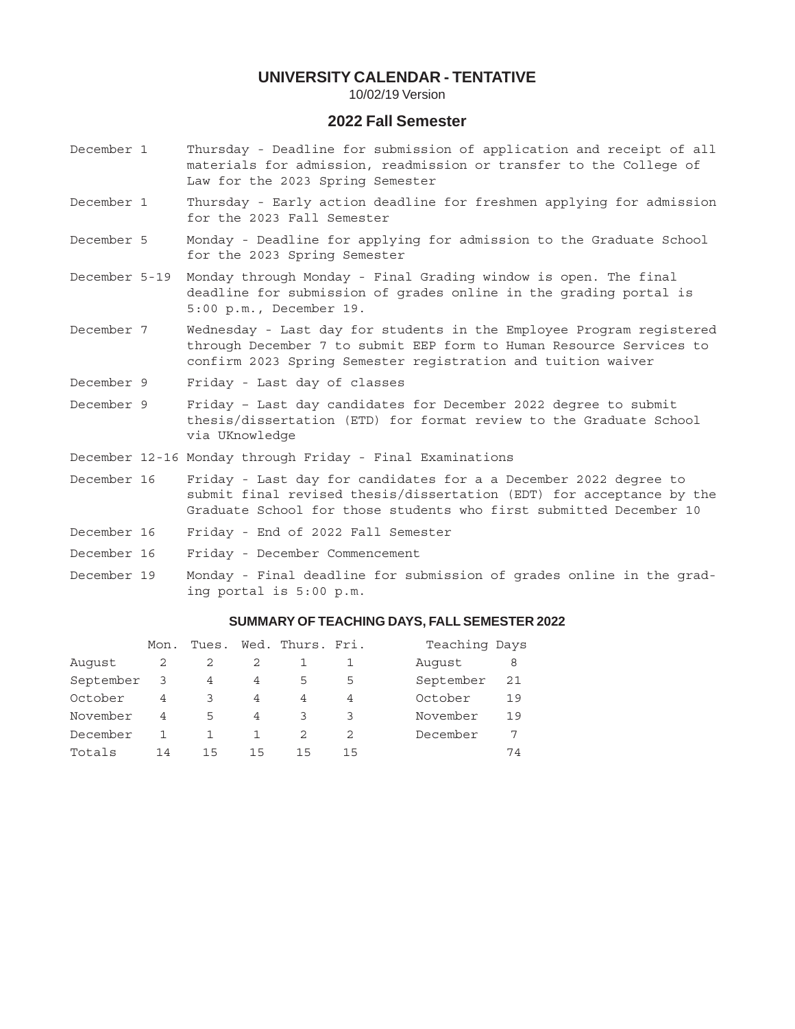# UNIVERSITY CALENDAR - TENTATIVE

10/02/19 Version

## 2022 Fall Semester

| | |
|---|---|
| December 1 | Thursday - Deadline for submission of application and receipt of all materials for admission, readmission or transfer to the College of Law for the 2023 Spring Semester |
| December 1 | Thursday - Early action deadline for freshmen applying for admission for the 2023 Fall Semester |
| December 5 | Monday - Deadline for applying for admission to the Graduate School for the 2023 Spring Semester |
| December 5-19 | Monday through Monday - Final Grading window is open. The final deadline for submission of grades online in the grading portal is 5:00 p.m., December 19. |
| December 7 | Wednesday - Last day for students in the Employee Program registered through December 7 to submit EEP form to Human Resource Services to confirm 2023 Spring Semester registration and tuition waiver |
| December 9 | Friday - Last day of classes |
| December 9 | Friday – Last day candidates for December 2022 degree to submit thesis/dissertation (ETD) for format review to the Graduate School via UKnowledge |
| December 12-16 | Monday through Friday - Final Examinations |
| December 16 | Friday - Last day for candidates for a December 2022 degree to submit final revised thesis/dissertation (EDT) for acceptance by the Graduate School for those students who first submitted December 10 |
| December 16 | Friday - End of 2022 Fall Semester |
| December 16 | Friday - December Commencement |
| December 19 | Monday - Final deadline for submission of grades online in the grading portal is 5:00 p.m. |

### SUMMARY OF TEACHING DAYS, FALL SEMESTER 2022

| | Mon. | Tues. | Wed. | Thurs. | Fri. | Teaching Days | |
|---|---|---|---|---|---|---|---|
| August | 2 | 2 | 2 | 1 | 1 | August | 8 |
| September | 3 | 4 | 4 | 5 | 5 | September | 21 |
| October | 4 | 3 | 4 | 4 | 4 | October | 19 |
| November | 4 | 5 | 4 | 3 | 3 | November | 19 |
| December | 1 | 1 | 1 | 2 | 2 | December | 7 |
| Totals | 14 | 15 | 15 | 15 | 15 | | 74 |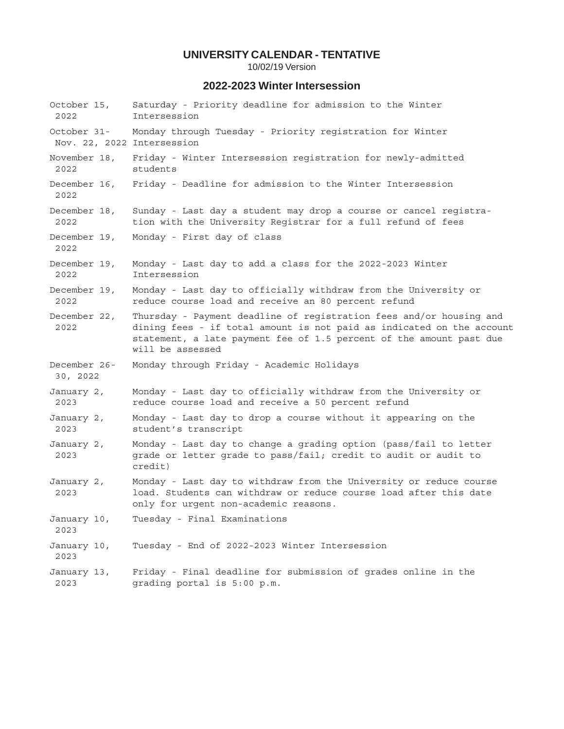# UNIVERSITY CALENDAR - TENTATIVE

10/02/19 Version

## 2022-2023 Winter Intersession

| Date | Event |
|---|---|
| October 15, 2022 | Saturday - Priority deadline for admission to the Winter Intersession |
| October 31-Nov. 22, 2022 | Monday through Tuesday - Priority registration for Winter Intersession |
| November 18, 2022 | Friday - Winter Intersession registration for newly-admitted students |
| December 16, 2022 | Friday - Deadline for admission to the Winter Intersession |
| December 18, 2022 | Sunday - Last day a student may drop a course or cancel registration with the University Registrar for a full refund of fees |
| December 19, 2022 | Monday - First day of class |
| December 19, 2022 | Monday - Last day to add a class for the 2022-2023 Winter Intersession |
| December 19, 2022 | Monday - Last day to officially withdraw from the University or reduce course load and receive an 80 percent refund |
| December 22, 2022 | Thursday - Payment deadline of registration fees and/or housing and dining fees - if total amount is not paid as indicated on the account statement, a late payment fee of 1.5 percent of the amount past due will be assessed |
| December 26-30, 2022 | Monday through Friday - Academic Holidays |
| January 2, 2023 | Monday - Last day to officially withdraw from the University or reduce course load and receive a 50 percent refund |
| January 2, 2023 | Monday - Last day to drop a course without it appearing on the student's transcript |
| January 2, 2023 | Monday - Last day to change a grading option (pass/fail to letter grade or letter grade to pass/fail; credit to audit or audit to credit) |
| January 2, 2023 | Monday - Last day to withdraw from the University or reduce course load. Students can withdraw or reduce course load after this date only for urgent non-academic reasons. |
| January 10, 2023 | Tuesday - Final Examinations |
| January 10, 2023 | Tuesday - End of 2022-2023 Winter Intersession |
| January 13, 2023 | Friday - Final deadline for submission of grades online in the grading portal is 5:00 p.m. |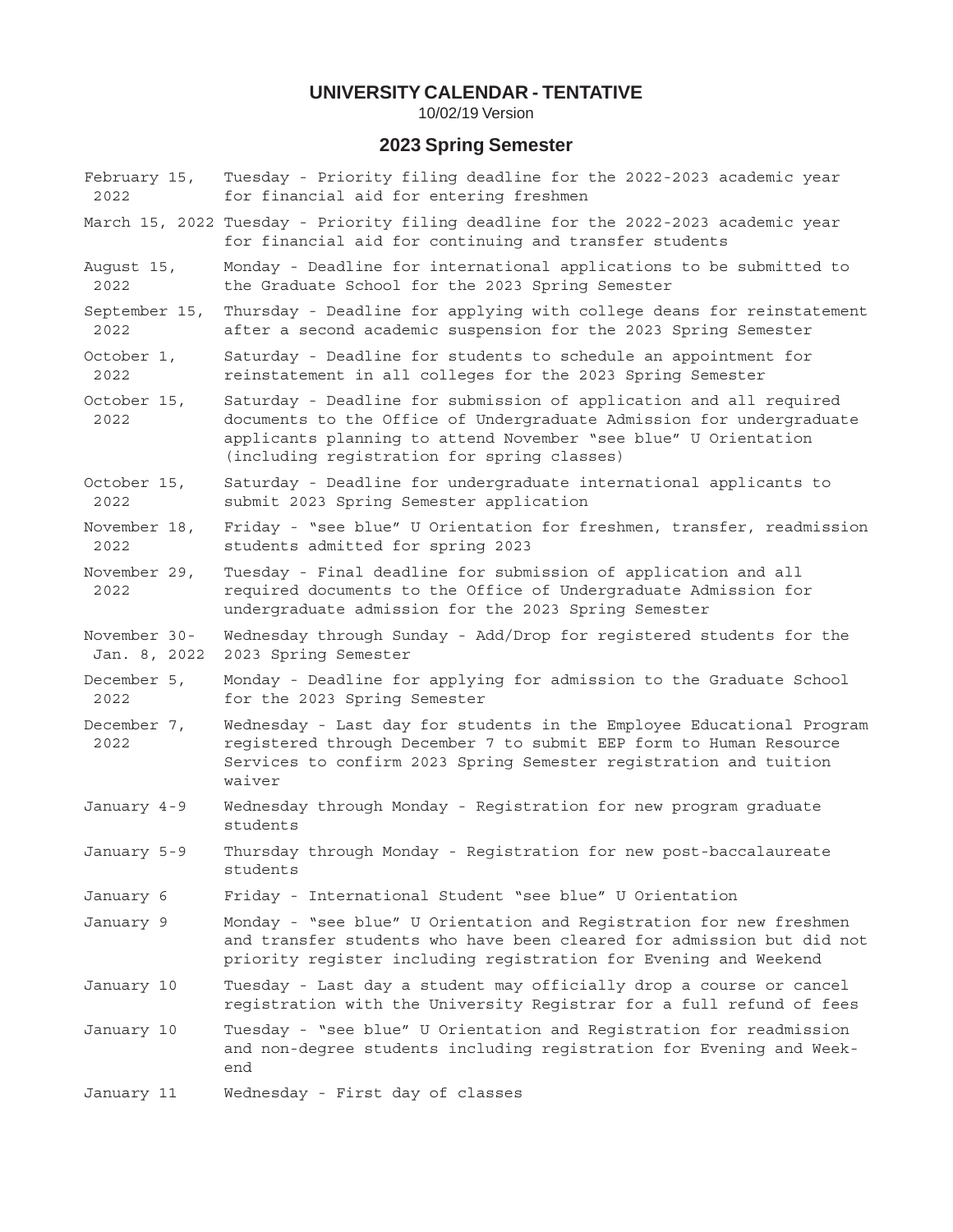# UNIVERSITY CALENDAR - TENTATIVE

10/02/19 Version

## 2023 Spring Semester

| Date | Event |
|---|---|
| February 15, 2022 | Tuesday - Priority filing deadline for the 2022-2023 academic year for financial aid for entering freshmen |
| March 15, 2022 | Tuesday - Priority filing deadline for the 2022-2023 academic year for financial aid for continuing and transfer students |
| August 15, 2022 | Monday - Deadline for international applications to be submitted to the Graduate School for the 2023 Spring Semester |
| September 15, 2022 | Thursday - Deadline for applying with college deans for reinstatement after a second academic suspension for the 2023 Spring Semester |
| October 1, 2022 | Saturday - Deadline for students to schedule an appointment for reinstatement in all colleges for the 2023 Spring Semester |
| October 15, 2022 | Saturday - Deadline for submission of application and all required documents to the Office of Undergraduate Admission for undergraduate applicants planning to attend November "see blue" U Orientation (including registration for spring classes) |
| October 15, 2022 | Saturday - Deadline for undergraduate international applicants to submit 2023 Spring Semester application |
| November 18, 2022 | Friday - "see blue" U Orientation for freshmen, transfer, readmission students admitted for spring 2023 |
| November 29, 2022 | Tuesday - Final deadline for submission of application and all required documents to the Office of Undergraduate Admission for undergraduate admission for the 2023 Spring Semester |
| November 30- Jan. 8, 2022 | Wednesday through Sunday - Add/Drop for registered students for the 2023 Spring Semester |
| December 5, 2022 | Monday - Deadline for applying for admission to the Graduate School for the 2023 Spring Semester |
| December 7, 2022 | Wednesday - Last day for students in the Employee Educational Program registered through December 7 to submit EEP form to Human Resource Services to confirm 2023 Spring Semester registration and tuition waiver |
| January 4-9 | Wednesday through Monday - Registration for new program graduate students |
| January 5-9 | Thursday through Monday - Registration for new post-baccalaureate students |
| January 6 | Friday - International Student "see blue" U Orientation |
| January 9 | Monday - "see blue" U Orientation and Registration for new freshmen and transfer students who have been cleared for admission but did not priority register including registration for Evening and Weekend |
| January 10 | Tuesday - Last day a student may officially drop a course or cancel registration with the University Registrar for a full refund of fees |
| January 10 | Tuesday - "see blue" U Orientation and Registration for readmission and non-degree students including registration for Evening and Weekend |
| January 11 | Wednesday - First day of classes |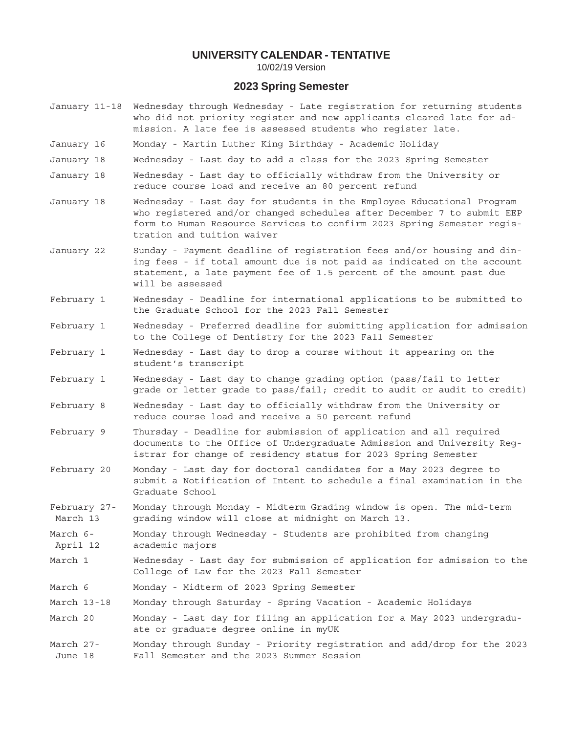# UNIVERSITY CALENDAR - TENTATIVE

10/02/19 Version

## 2023 Spring Semester

| Date | Event |
|---|---|
| January 11-18 | Wednesday through Wednesday - Late registration for returning students who did not priority register and new applicants cleared late for admission. A late fee is assessed students who register late. |
| January 16 | Monday - Martin Luther King Birthday - Academic Holiday |
| January 18 | Wednesday - Last day to add a class for the 2023 Spring Semester |
| January 18 | Wednesday - Last day to officially withdraw from the University or reduce course load and receive an 80 percent refund |
| January 18 | Wednesday - Last day for students in the Employee Educational Program who registered and/or changed schedules after December 7 to submit EEP form to Human Resource Services to confirm 2023 Spring Semester registration and tuition waiver |
| January 22 | Sunday - Payment deadline of registration fees and/or housing and dining fees - if total amount due is not paid as indicated on the account statement, a late payment fee of 1.5 percent of the amount past due will be assessed |
| February 1 | Wednesday - Deadline for international applications to be submitted to the Graduate School for the 2023 Fall Semester |
| February 1 | Wednesday - Preferred deadline for submitting application for admission to the College of Dentistry for the 2023 Fall Semester |
| February 1 | Wednesday - Last day to drop a course without it appearing on the student's transcript |
| February 1 | Wednesday - Last day to change grading option (pass/fail to letter grade or letter grade to pass/fail; credit to audit or audit to credit) |
| February 8 | Wednesday - Last day to officially withdraw from the University or reduce course load and receive a 50 percent refund |
| February 9 | Thursday - Deadline for submission of application and all required documents to the Office of Undergraduate Admission and University Registrar for change of residency status for 2023 Spring Semester |
| February 20 | Monday - Last day for doctoral candidates for a May 2023 degree to submit a Notification of Intent to schedule a final examination in the Graduate School |
| February 27-March 13 | Monday through Monday - Midterm Grading window is open. The mid-term grading window will close at midnight on March 13. |
| March 6-April 12 | Monday through Wednesday - Students are prohibited from changing academic majors |
| March 1 | Wednesday - Last day for submission of application for admission to the College of Law for the 2023 Fall Semester |
| March 6 | Monday - Midterm of 2023 Spring Semester |
| March 13-18 | Monday through Saturday - Spring Vacation - Academic Holidays |
| March 20 | Monday - Last day for filing an application for a May 2023 undergraduate or graduate degree online in myUK |
| March 27-June 18 | Monday through Sunday - Priority registration and add/drop for the 2023 Fall Semester and the 2023 Summer Session |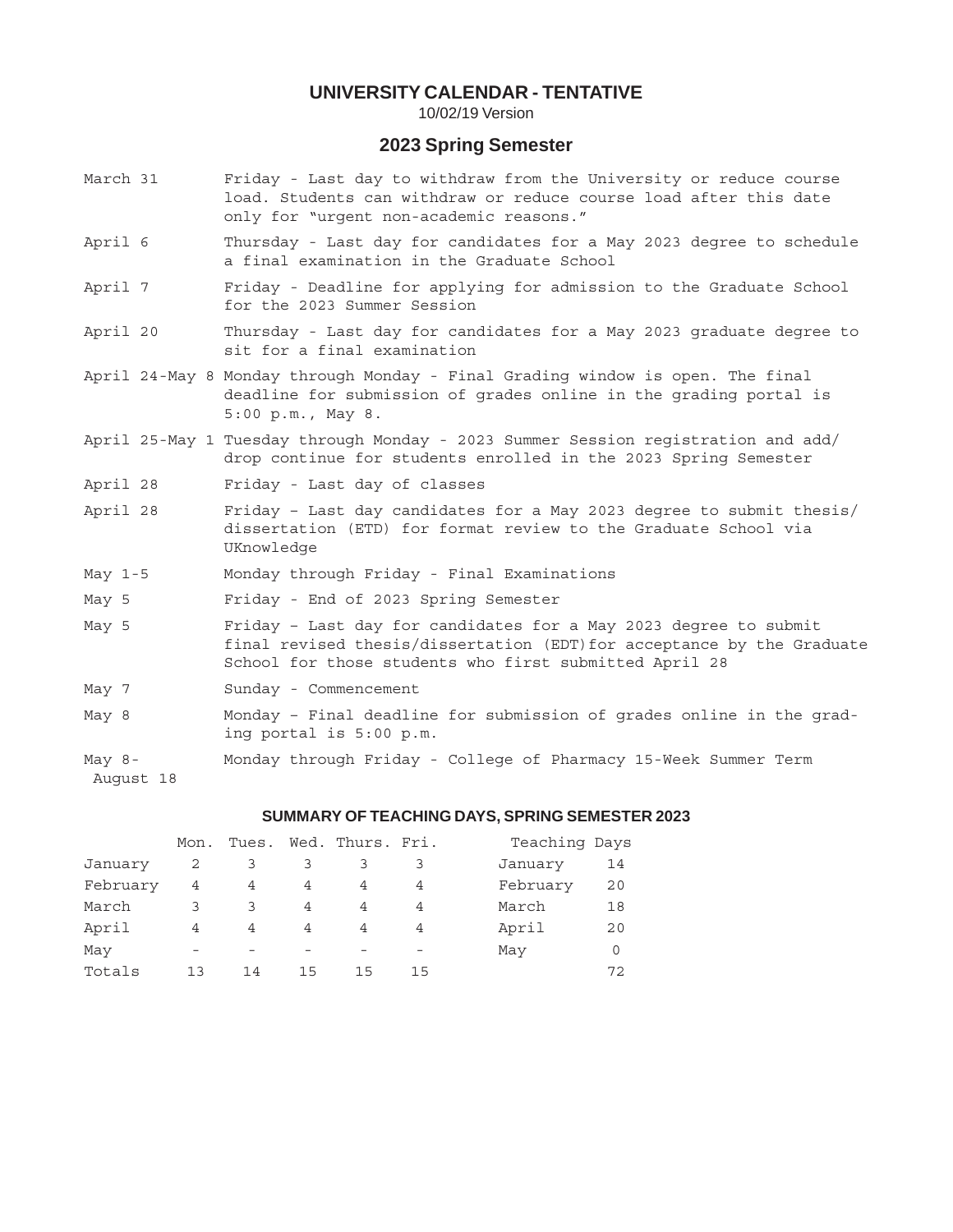# UNIVERSITY CALENDAR - TENTATIVE

10/02/19 Version

## 2023 Spring Semester

| | |
|---|---|
| March 31 | Friday - Last day to withdraw from the University or reduce course load. Students can withdraw or reduce course load after this date only for "urgent non-academic reasons." |
| April 6 | Thursday - Last day for candidates for a May 2023 degree to schedule a final examination in the Graduate School |
| April 7 | Friday - Deadline for applying for admission to the Graduate School for the 2023 Summer Session |
| April 20 | Thursday - Last day for candidates for a May 2023 graduate degree to sit for a final examination |
| April 24-May 8 | Monday through Monday - Final Grading window is open. The final deadline for submission of grades online in the grading portal is 5:00 p.m., May 8. |
| April 25-May 1 | Tuesday through Monday - 2023 Summer Session registration and add/drop continue for students enrolled in the 2023 Spring Semester |
| April 28 | Friday - Last day of classes |
| April 28 | Friday – Last day candidates for a May 2023 degree to submit thesis/dissertation (ETD) for format review to the Graduate School via UKnowledge |
| May 1-5 | Monday through Friday - Final Examinations |
| May 5 | Friday - End of 2023 Spring Semester |
| May 5 | Friday – Last day for candidates for a May 2023 degree to submit final revised thesis/dissertation (EDT)for acceptance by the Graduate School for those students who first submitted April 28 |
| May 7 | Sunday - Commencement |
| May 8 | Monday – Final deadline for submission of grades online in the grading portal is 5:00 p.m. |
| May 8-August 18 | Monday through Friday - College of Pharmacy 15-Week Summer Term |

### SUMMARY OF TEACHING DAYS, SPRING SEMESTER 2023

| | Mon. | Tues. | Wed. | Thurs. | Fri. | | Teaching Days |
|---|---|---|---|---|---|---|---|
| January | 2 | 3 | 3 | 3 | 3 | January | 14 |
| February | 4 | 4 | 4 | 4 | 4 | February | 20 |
| March | 3 | 3 | 4 | 4 | 4 | March | 18 |
| April | 4 | 4 | 4 | 4 | 4 | April | 20 |
| May | - | - | - | - | - | May | 0 |
| Totals | 13 | 14 | 15 | 15 | 15 | | 72 |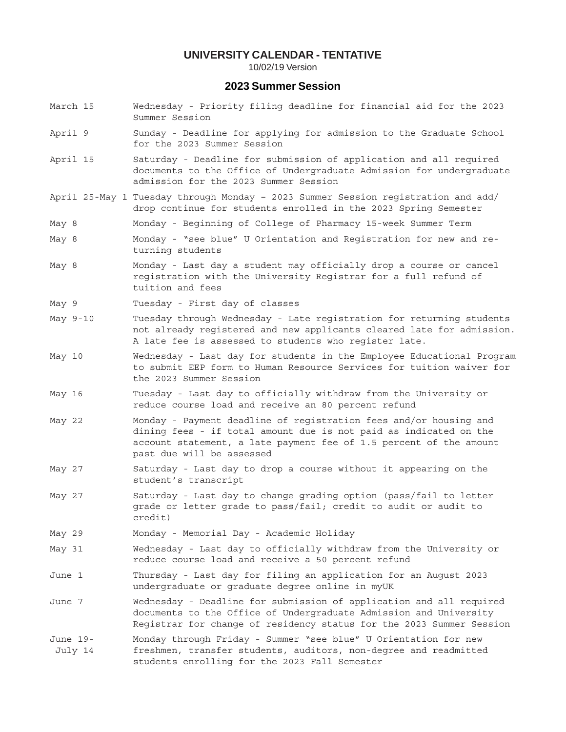# UNIVERSITY CALENDAR - TENTATIVE

10/02/19 Version

## 2023 Summer Session

| | |
|---|---|
| March 15 | Wednesday - Priority filing deadline for financial aid for the 2023 Summer Session |
| April 9 | Sunday - Deadline for applying for admission to the Graduate School for the 2023 Summer Session |
| April 15 | Saturday - Deadline for submission of application and all required documents to the Office of Undergraduate Admission for undergraduate admission for the 2023 Summer Session |
| April 25-May 1 | Tuesday through Monday – 2023 Summer Session registration and add/drop continue for students enrolled in the 2023 Spring Semester |
| May 8 | Monday - Beginning of College of Pharmacy 15-week Summer Term |
| May 8 | Monday - "see blue" U Orientation and Registration for new and returning students |
| May 8 | Monday - Last day a student may officially drop a course or cancel registration with the University Registrar for a full refund of tuition and fees |
| May 9 | Tuesday - First day of classes |
| May 9-10 | Tuesday through Wednesday - Late registration for returning students not already registered and new applicants cleared late for admission. A late fee is assessed to students who register late. |
| May 10 | Wednesday - Last day for students in the Employee Educational Program to submit EEP form to Human Resource Services for tuition waiver for the 2023 Summer Session |
| May 16 | Tuesday - Last day to officially withdraw from the University or reduce course load and receive an 80 percent refund |
| May 22 | Monday - Payment deadline of registration fees and/or housing and dining fees - if total amount due is not paid as indicated on the account statement, a late payment fee of 1.5 percent of the amount past due will be assessed |
| May 27 | Saturday - Last day to drop a course without it appearing on the student's transcript |
| May 27 | Saturday - Last day to change grading option (pass/fail to letter grade or letter grade to pass/fail; credit to audit or audit to credit) |
| May 29 | Monday - Memorial Day - Academic Holiday |
| May 31 | Wednesday - Last day to officially withdraw from the University or reduce course load and receive a 50 percent refund |
| June 1 | Thursday - Last day for filing an application for an August 2023 undergraduate or graduate degree online in myUK |
| June 7 | Wednesday - Deadline for submission of application and all required documents to the Office of Undergraduate Admission and University Registrar for change of residency status for the 2023 Summer Session |
| June 19-July 14 | Monday through Friday - Summer "see blue" U Orientation for new freshmen, transfer students, auditors, non-degree and readmitted students enrolling for the 2023 Fall Semester |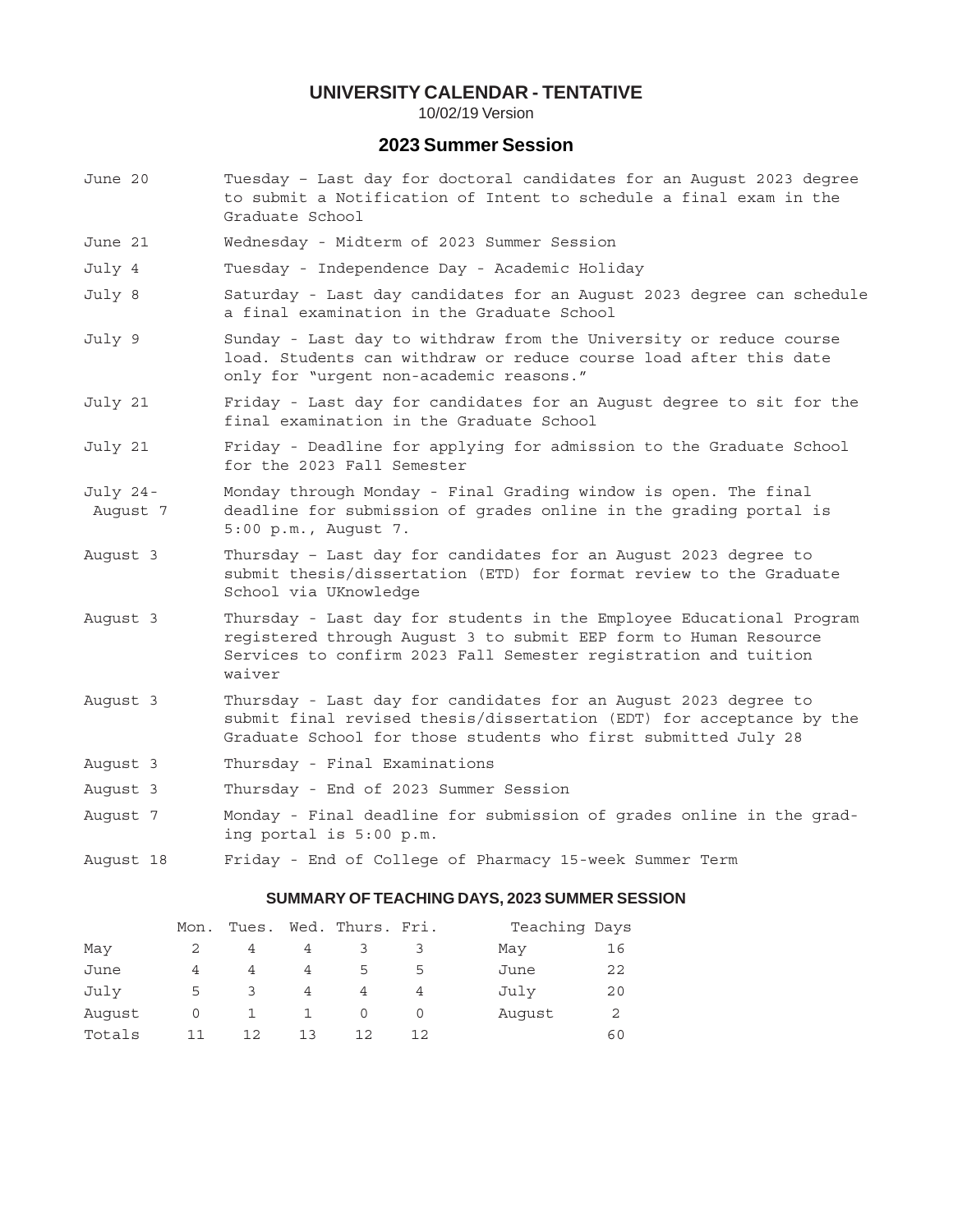# UNIVERSITY CALENDAR - TENTATIVE

10/02/19 Version

## 2023 Summer Session

| | |
|---|---|
| June 20 | Tuesday – Last day for doctoral candidates for an August 2023 degree to submit a Notification of Intent to schedule a final exam in the Graduate School |
| June 21 | Wednesday - Midterm of 2023 Summer Session |
| July 4 | Tuesday - Independence Day - Academic Holiday |
| July 8 | Saturday - Last day candidates for an August 2023 degree can schedule a final examination in the Graduate School |
| July 9 | Sunday - Last day to withdraw from the University or reduce course load. Students can withdraw or reduce course load after this date only for “urgent non-academic reasons.” |
| July 21 | Friday - Last day for candidates for an August degree to sit for the final examination in the Graduate School |
| July 21 | Friday - Deadline for applying for admission to the Graduate School for the 2023 Fall Semester |
| July 24-August 7 | Monday through Monday - Final Grading window is open. The final deadline for submission of grades online in the grading portal is 5:00 p.m., August 7. |
| August 3 | Thursday – Last day for candidates for an August 2023 degree to submit thesis/dissertation (ETD) for format review to the Graduate School via UKnowledge |
| August 3 | Thursday - Last day for students in the Employee Educational Program registered through August 3 to submit EEP form to Human Resource Services to confirm 2023 Fall Semester registration and tuition waiver |
| August 3 | Thursday - Last day for candidates for an August 2023 degree to submit final revised thesis/dissertation (EDT) for acceptance by the Graduate School for those students who first submitted July 28 |
| August 3 | Thursday - Final Examinations |
| August 3 | Thursday - End of 2023 Summer Session |
| August 7 | Monday - Final deadline for submission of grades online in the grading portal is 5:00 p.m. |
| August 18 | Friday - End of College of Pharmacy 15-week Summer Term |

### SUMMARY OF TEACHING DAYS, 2023 SUMMER SESSION

| | Mon. | Tues. | Wed. | Thurs. | Fri. | Teaching Days | |
|---|---|---|---|---|---|---|---|
| May | 2 | 4 | 4 | 3 | 3 | May | 16 |
| June | 4 | 4 | 4 | 5 | 5 | June | 22 |
| July | 5 | 3 | 4 | 4 | 4 | July | 20 |
| August | 0 | 1 | 1 | 0 | 0 | August | 2 |
| Totals | 11 | 12 | 13 | 12 | 12 | | 60 |